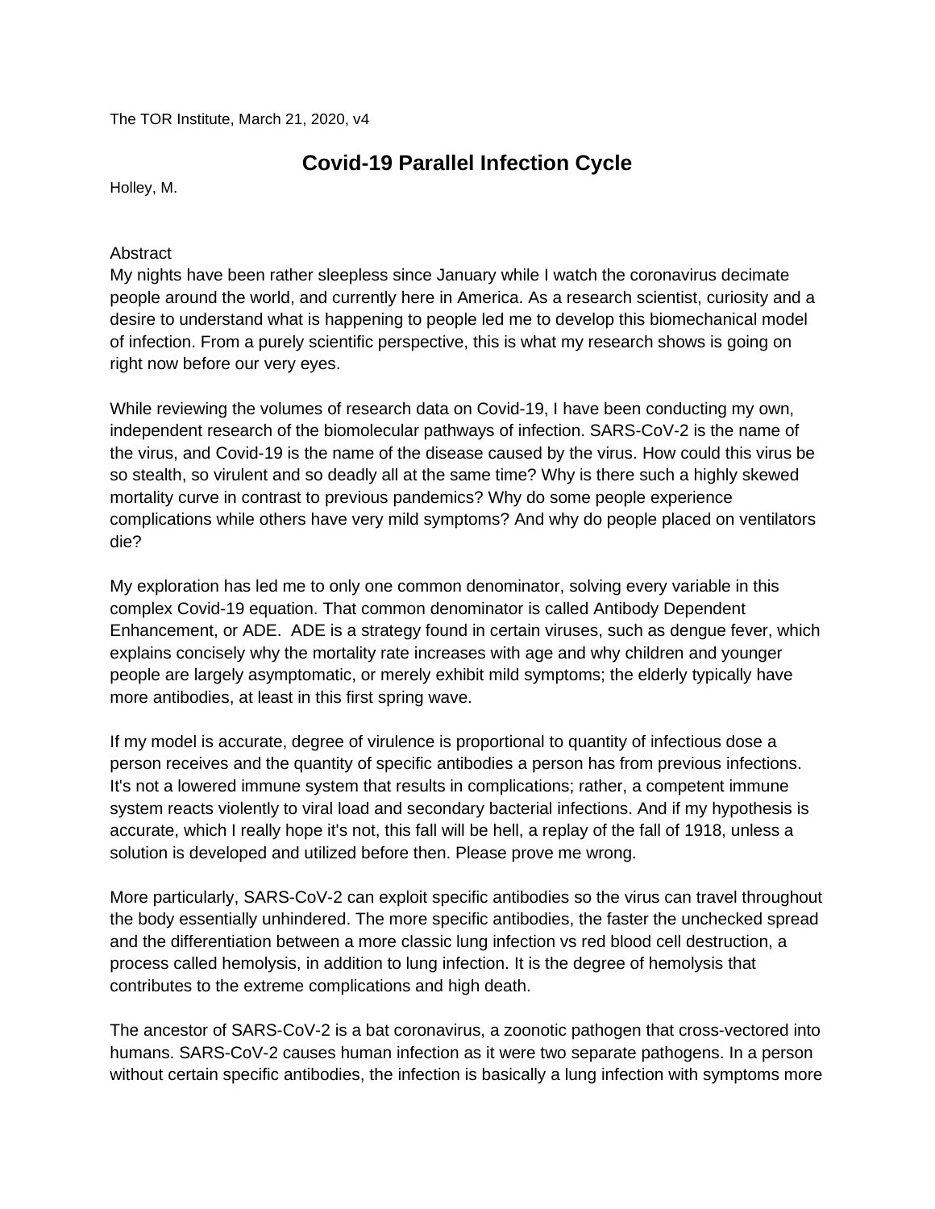The TOR Institute, March 21, 2020, v4

# Covid-19 Parallel Infection Cycle

Holley, M.

## Abstract

My nights have been rather sleepless since January while I watch the coronavirus decimate people around the world, and currently here in America. As a research scientist, curiosity and a desire to understand what is happening to people led me to develop this biomechanical model of infection. From a purely scientific perspective, this is what my research shows is going on right now before our very eyes.

While reviewing the volumes of research data on Covid-19, I have been conducting my own, independent research of the biomolecular pathways of infection. SARS-CoV-2 is the name of the virus, and Covid-19 is the name of the disease caused by the virus. How could this virus be so stealth, so virulent and so deadly all at the same time? Why is there such a highly skewed mortality curve in contrast to previous pandemics? Why do some people experience complications while others have very mild symptoms? And why do people placed on ventilators die?

My exploration has led me to only one common denominator, solving every variable in this complex Covid-19 equation. That common denominator is called Antibody Dependent Enhancement, or ADE. ADE is a strategy found in certain viruses, such as dengue fever, which explains concisely why the mortality rate increases with age and why children and younger people are largely asymptomatic, or merely exhibit mild symptoms; the elderly typically have more antibodies, at least in this first spring wave.

If my model is accurate, degree of virulence is proportional to quantity of infectious dose a person receives and the quantity of specific antibodies a person has from previous infections. It's not a lowered immune system that results in complications; rather, a competent immune system reacts violently to viral load and secondary bacterial infections. And if my hypothesis is accurate, which I really hope it's not, this fall will be hell, a replay of the fall of 1918, unless a solution is developed and utilized before then. Please prove me wrong.

More particularly, SARS-CoV-2 can exploit specific antibodies so the virus can travel throughout the body essentially unhindered. The more specific antibodies, the faster the unchecked spread and the differentiation between a more classic lung infection vs red blood cell destruction, a process called hemolysis, in addition to lung infection. It is the degree of hemolysis that contributes to the extreme complications and high death.

The ancestor of SARS-CoV-2 is a bat coronavirus, a zoonotic pathogen that cross-vectored into humans. SARS-CoV-2 causes human infection as it were two separate pathogens. In a person without certain specific antibodies, the infection is basically a lung infection with symptoms more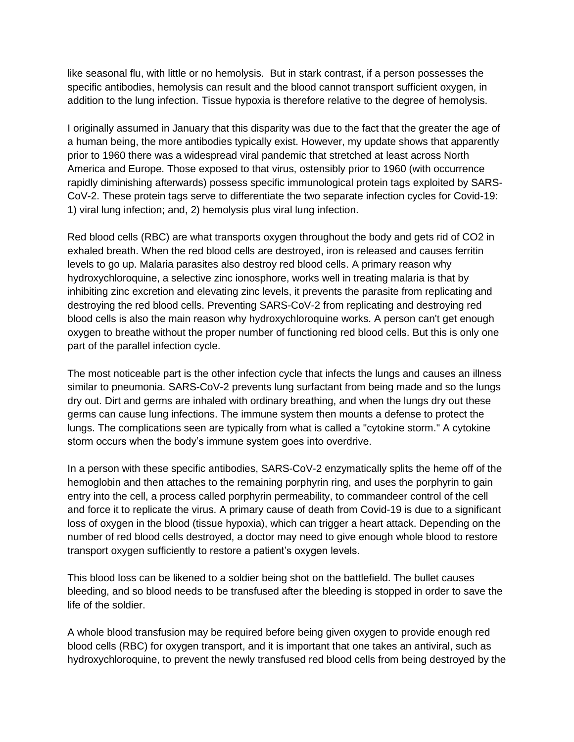like seasonal flu, with little or no hemolysis. But in stark contrast, if a person possesses the specific antibodies, hemolysis can result and the blood cannot transport sufficient oxygen, in addition to the lung infection. Tissue hypoxia is therefore relative to the degree of hemolysis.

I originally assumed in January that this disparity was due to the fact that the greater the age of a human being, the more antibodies typically exist. However, my update shows that apparently prior to 1960 there was a widespread viral pandemic that stretched at least across North America and Europe. Those exposed to that virus, ostensibly prior to 1960 (with occurrence rapidly diminishing afterwards) possess specific immunological protein tags exploited by SARS-CoV-2. These protein tags serve to differentiate the two separate infection cycles for Covid-19: 1) viral lung infection; and, 2) hemolysis plus viral lung infection.

Red blood cells (RBC) are what transports oxygen throughout the body and gets rid of $CO_2$ in exhaled breath. When the red blood cells are destroyed, iron is released and causes ferritin levels to go up. Malaria parasites also destroy red blood cells. A primary reason why hydroxychloroquine, a selective zinc ionosphore, works well in treating malaria is that by inhibiting zinc excretion and elevating zinc levels, it prevents the parasite from replicating and destroying the red blood cells. Preventing SARS-CoV-2 from replicating and destroying red blood cells is also the main reason why hydroxychloroquine works. A person can't get enough oxygen to breathe without the proper number of functioning red blood cells. But this is only one part of the parallel infection cycle.

The most noticeable part is the other infection cycle that infects the lungs and causes an illness similar to pneumonia. SARS-CoV-2 prevents lung surfactant from being made and so the lungs dry out. Dirt and germs are inhaled with ordinary breathing, and when the lungs dry out these germs can cause lung infections. The immune system then mounts a defense to protect the lungs. The complications seen are typically from what is called a "cytokine storm." A cytokine storm occurs when the body's immune system goes into overdrive.

In a person with these specific antibodies, SARS-CoV-2 enzymatically splits the heme off of the hemoglobin and then attaches to the remaining porphyrin ring, and uses the porphyrin to gain entry into the cell, a process called porphyrin permeability, to commandeer control of the cell and force it to replicate the virus. A primary cause of death from Covid-19 is due to a significant loss of oxygen in the blood (tissue hypoxia), which can trigger a heart attack. Depending on the number of red blood cells destroyed, a doctor may need to give enough whole blood to restore transport oxygen sufficiently to restore a patient's oxygen levels.

This blood loss can be likened to a soldier being shot on the battlefield. The bullet causes bleeding, and so blood needs to be transfused after the bleeding is stopped in order to save the life of the soldier.

A whole blood transfusion may be required before being given oxygen to provide enough red blood cells (RBC) for oxygen transport, and it is important that one takes an antiviral, such as hydroxychloroquine, to prevent the newly transfused red blood cells from being destroyed by the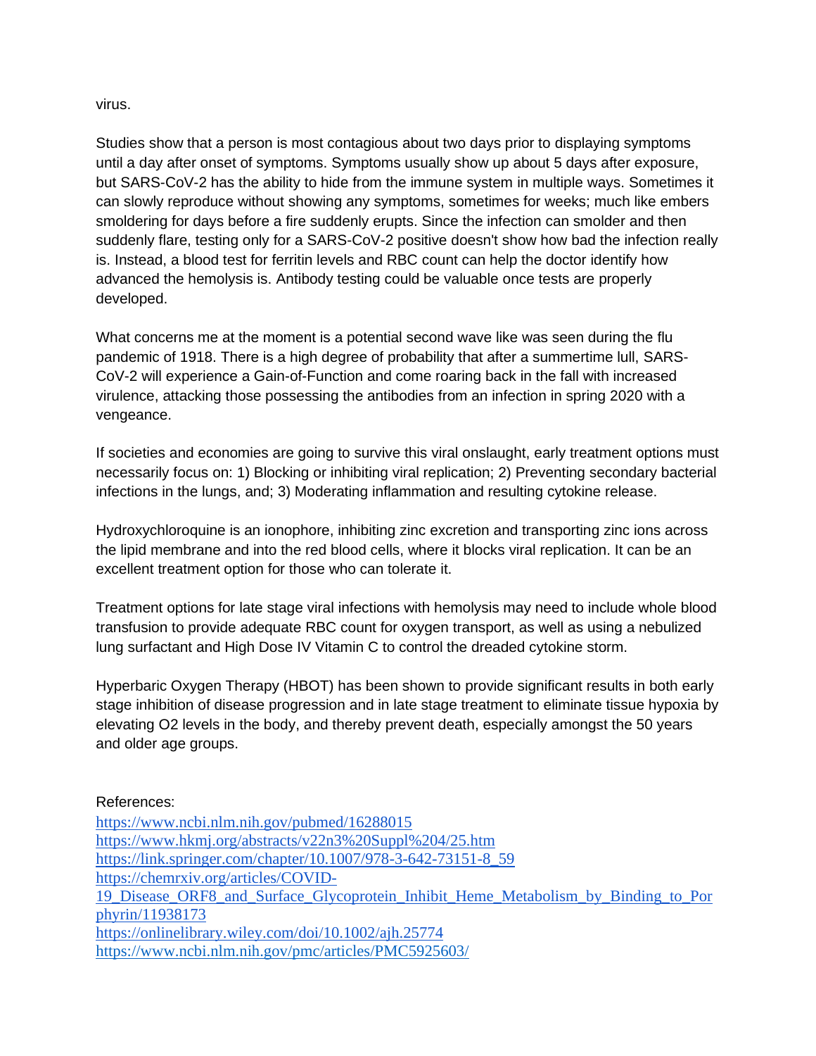virus.

Studies show that a person is most contagious about two days prior to displaying symptoms until a day after onset of symptoms. Symptoms usually show up about 5 days after exposure, but SARS-CoV-2 has the ability to hide from the immune system in multiple ways. Sometimes it can slowly reproduce without showing any symptoms, sometimes for weeks; much like embers smoldering for days before a fire suddenly erupts. Since the infection can smolder and then suddenly flare, testing only for a SARS-CoV-2 positive doesn't show how bad the infection really is. Instead, a blood test for ferritin levels and RBC count can help the doctor identify how advanced the hemolysis is. Antibody testing could be valuable once tests are properly developed.

What concerns me at the moment is a potential second wave like was seen during the flu pandemic of 1918. There is a high degree of probability that after a summertime lull, SARS-CoV-2 will experience a Gain-of-Function and come roaring back in the fall with increased virulence, attacking those possessing the antibodies from an infection in spring 2020 with a vengeance.

If societies and economies are going to survive this viral onslaught, early treatment options must necessarily focus on: 1) Blocking or inhibiting viral replication; 2) Preventing secondary bacterial infections in the lungs, and; 3) Moderating inflammation and resulting cytokine release.

Hydroxychloroquine is an ionophore, inhibiting zinc excretion and transporting zinc ions across the lipid membrane and into the red blood cells, where it blocks viral replication. It can be an excellent treatment option for those who can tolerate it.

Treatment options for late stage viral infections with hemolysis may need to include whole blood transfusion to provide adequate RBC count for oxygen transport, as well as using a nebulized lung surfactant and High Dose IV Vitamin C to control the dreaded cytokine storm.

Hyperbaric Oxygen Therapy (HBOT) has been shown to provide significant results in both early stage inhibition of disease progression and in late stage treatment to eliminate tissue hypoxia by elevating O2 levels in the body, and thereby prevent death, especially amongst the 50 years and older age groups.

References:
https://www.ncbi.nlm.nih.gov/pubmed/16288015
https://www.hkmj.org/abstracts/v22n3%20Suppl%204/25.htm
https://link.springer.com/chapter/10.1007/978-3-642-73151-8_59
https://chemrxiv.org/articles/COVID-19_Disease_ORF8_and_Surface_Glycoprotein_Inhibit_Heme_Metabolism_by_Binding_to_Porphyrin/11938173
https://onlinelibrary.wiley.com/doi/10.1002/ajh.25774
https://www.ncbi.nlm.nih.gov/pmc/articles/PMC5925603/